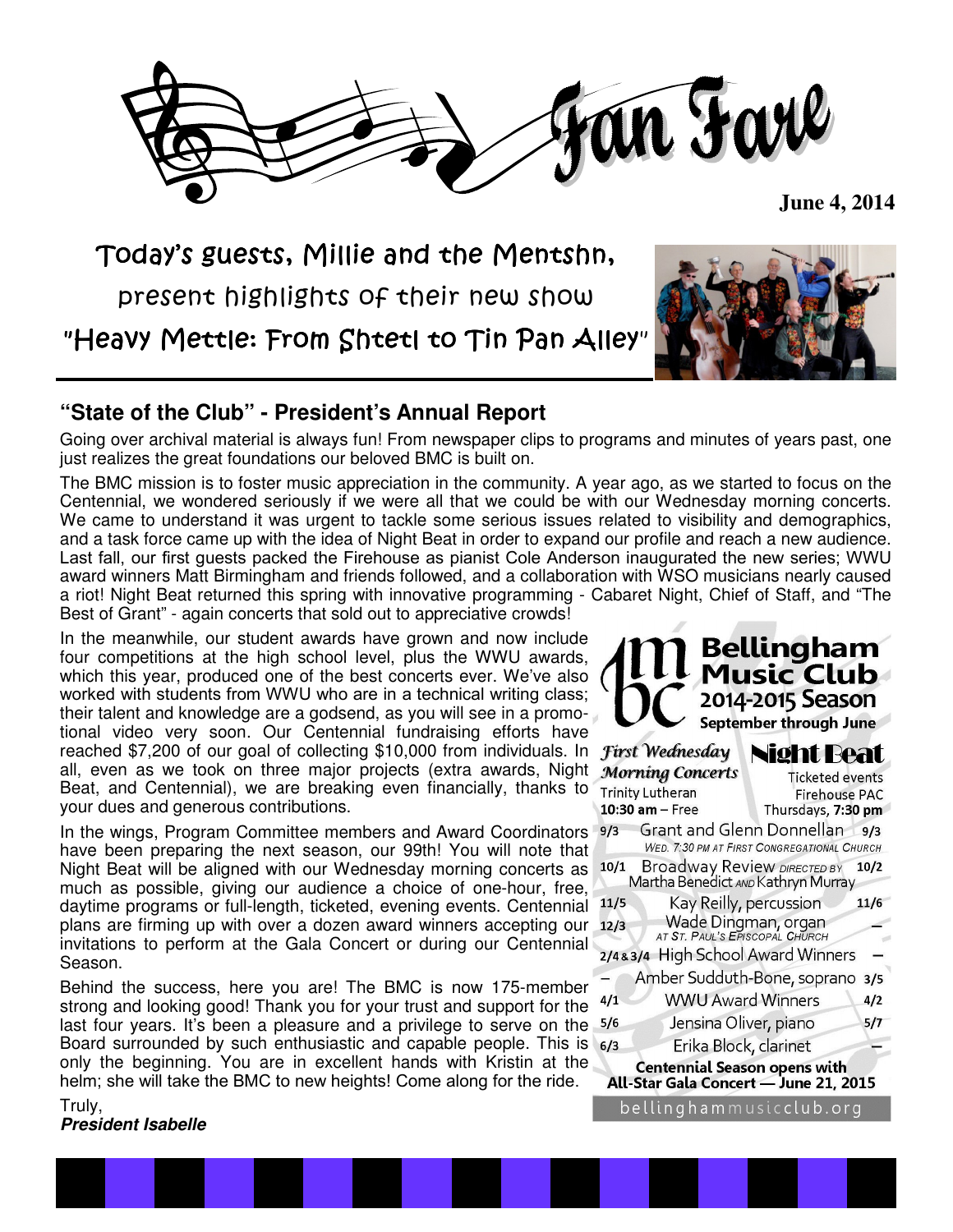# Fan Fare

**June 4, 2014**

## Today's guests, Millie and the Mentshn, present highlights of their new show "Heavy Mettle: From Shtetl to Tin Pan Alley"

## "State of the Club" - President's Annual Report

Going over archival material is always fun! From newspaper clips to programs and minutes of years past, one just realizes the great foundations our beloved BMC is built on.

The BMC mission is to foster music appreciation in the community. A year ago, as we started to focus on the Centennial, we wondered seriously if we were all that we could be with our Wednesday morning concerts. We came to understand it was urgent to tackle some serious issues related to visibility and demographics, and a task force came up with the idea of Night Beat in order to expand our profile and reach a new audience. Last fall, our first guests packed the Firehouse as pianist Cole Anderson inaugurated the new series; WWU award winners Matt Birmingham and friends followed, and a collaboration with WSO musicians nearly caused a riot! Night Beat returned this spring with innovative programming - Cabaret Night, Chief of Staff, and "The Best of Grant" - again concerts that sold out to appreciative crowds!

In the meanwhile, our student awards have grown and now include four competitions at the high school level, plus the WWU awards, which this year, produced one of the best concerts ever. We've also worked with students from WWU who are in a technical writing class; their talent and knowledge are a godsend, as you will see in a promotional video very soon. Our Centennial fundraising efforts have reached $7,200 of our goal of collecting $10,000 from individuals. In all, even as we took on three major projects (extra awards, Night Beat, and Centennial), we are breaking even financially, thanks to your dues and generous contributions.

In the wings, Program Committee members and Award Coordinators have been preparing the next season, our 99th! You will note that Night Beat will be aligned with our Wednesday morning concerts as much as possible, giving our audience a choice of one-hour, free, daytime programs or full-length, ticketed, evening events. Centennial plans are firming up with over a dozen award winners accepting our invitations to perform at the Gala Concert or during our Centennial Season.

Behind the success, here you are! The BMC is now 175-member strong and looking good! Thank you for your trust and support for the last four years. It's been a pleasure and a privilege to serve on the Board surrounded by such enthusiastic and capable people. This is only the beginning. You are in excellent hands with Kristin at the helm; she will take the BMC to new heights! Come along for the ride.

Truly,
***President Isabelle***

### Bellingham Music Club 2014-2015 Season
**September through June**

| *First Wednesday Morning Concerts* Trinity Lutheran **10:30 am** – Free | | **Night Beat** Ticketed events Firehouse PAC Thursdays, **7:30 pm** |
|---|---|---|
| 9/3 | Grant and Glenn Donnellan (Wed. 7:30 pm at First Congregational Church) | 9/3 |
| 10/1 | Broadway Review directed by Martha Benedict and Kathryn Murray | 10/2 |
| 11/5 | Kay Reilly, percussion | 11/6 |
| 12/3 | Wade Dingman, organ (at St. Paul's Episcopal Church) | – |
| 2/4 & 3/4 | High School Award Winners | – |
| – | Amber Sudduth-Bone, soprano | 3/5 |
| 4/1 | WWU Award Winners | 4/2 |
| 5/6 | Jensina Oliver, piano | 5/7 |
| 6/3 | Erika Block, clarinet | – |

**Centennial Season opens with All-Star Gala Concert — June 21, 2015**

bellinghammusicclub.org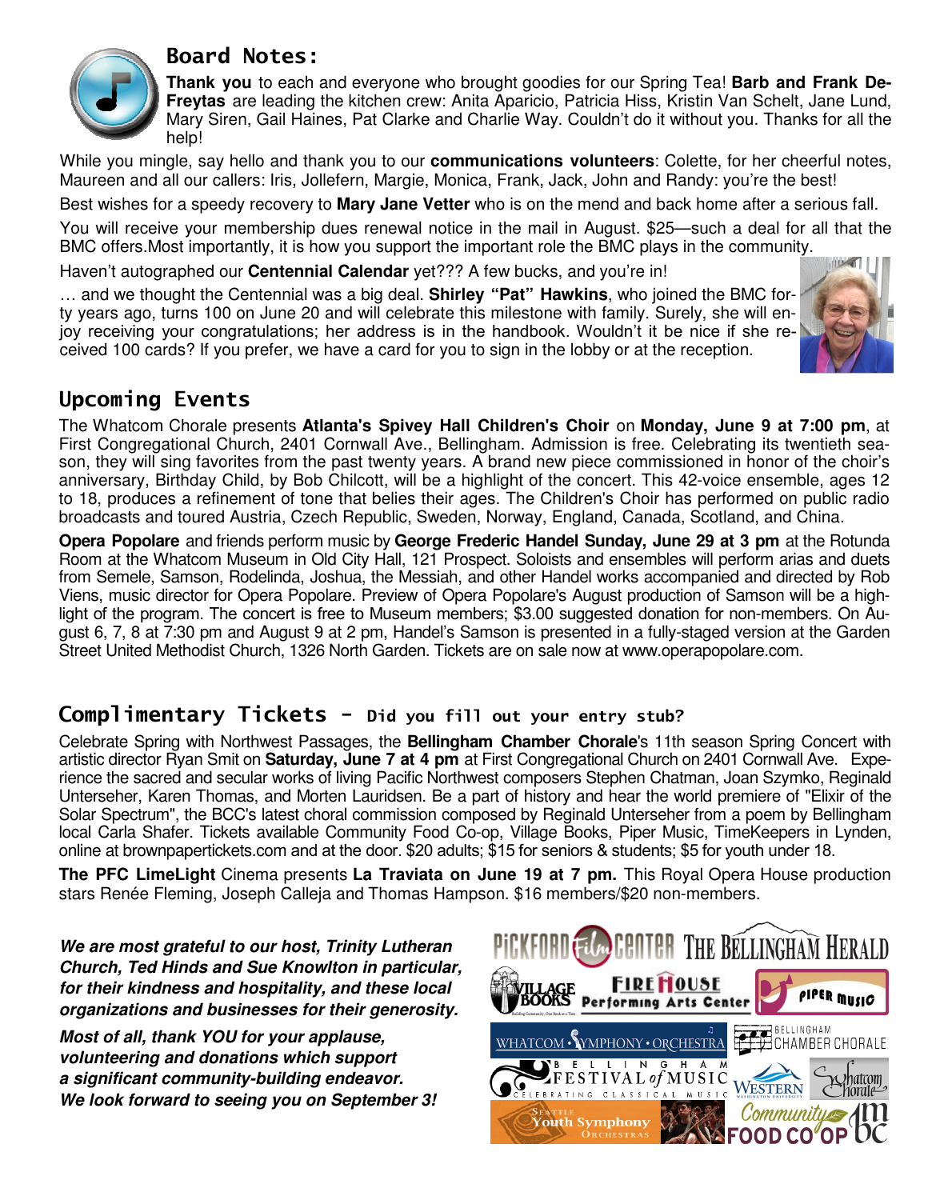## Board Notes:

**Thank you** to each and everyone who brought goodies for our Spring Tea! **Barb and Frank DeFreytas** are leading the kitchen crew: Anita Aparicio, Patricia Hiss, Kristin Van Schelt, Jane Lund, Mary Siren, Gail Haines, Pat Clarke and Charlie Way. Couldn't do it without you. Thanks for all the help!

While you mingle, say hello and thank you to our **communications volunteers**: Colette, for her cheerful notes, Maureen and all our callers: Iris, Jollefern, Margie, Monica, Frank, Jack, John and Randy: you're the best!

Best wishes for a speedy recovery to **Mary Jane Vetter** who is on the mend and back home after a serious fall.

You will receive your membership dues renewal notice in the mail in August. $25—such a deal for all that the BMC offers.Most importantly, it is how you support the important role the BMC plays in the community.

Haven't autographed our **Centennial Calendar** yet??? A few bucks, and you're in!

… and we thought the Centennial was a big deal. **Shirley "Pat" Hawkins**, who joined the BMC forty years ago, turns 100 on June 20 and will celebrate this milestone with family. Surely, she will enjoy receiving your congratulations; her address is in the handbook. Wouldn't it be nice if she received 100 cards? If you prefer, we have a card for you to sign in the lobby or at the reception.

## Upcoming Events

The Whatcom Chorale presents **Atlanta's Spivey Hall Children's Choir** on **Monday, June 9 at 7:00 pm**, at First Congregational Church, 2401 Cornwall Ave., Bellingham. Admission is free. Celebrating its twentieth season, they will sing favorites from the past twenty years. A brand new piece commissioned in honor of the choir's anniversary, Birthday Child, by Bob Chilcott, will be a highlight of the concert. This 42-voice ensemble, ages 12 to 18, produces a refinement of tone that belies their ages. The Children's Choir has performed on public radio broadcasts and toured Austria, Czech Republic, Sweden, Norway, England, Canada, Scotland, and China.

**Opera Popolare** and friends perform music by **George Frederic Handel Sunday, June 29 at 3 pm** at the Rotunda Room at the Whatcom Museum in Old City Hall, 121 Prospect. Soloists and ensembles will perform arias and duets from Semele, Samson, Rodelinda, Joshua, the Messiah, and other Handel works accompanied and directed by Rob Viens, music director for Opera Popolare. Preview of Opera Popolare's August production of Samson will be a highlight of the program. The concert is free to Museum members; $3.00 suggested donation for non-members. On August 6, 7, 8 at 7:30 pm and August 9 at 2 pm, Handel's Samson is presented in a fully-staged version at the Garden Street United Methodist Church, 1326 North Garden. Tickets are on sale now at www.operapopolare.com.

## Complimentary Tickets - Did you fill out your entry stub?

Celebrate Spring with Northwest Passages, the **Bellingham Chamber Chorale**'s 11th season Spring Concert with artistic director Ryan Smit on **Saturday, June 7 at 4 pm** at First Congregational Church on 2401 Cornwall Ave. Experience the sacred and secular works of living Pacific Northwest composers Stephen Chatman, Joan Szymko, Reginald Unterseher, Karen Thomas, and Morten Lauridsen. Be a part of history and hear the world premiere of "Elixir of the Solar Spectrum", the BCC's latest choral commission composed by Reginald Unterseher from a poem by Bellingham local Carla Shafer. Tickets available Community Food Co-op, Village Books, Piper Music, TimeKeepers in Lynden, online at brownpapertickets.com and at the door. $20 adults; $15 for seniors & students; $5 for youth under 18.

**The PFC LimeLight** Cinema presents **La Traviata on June 19 at 7 pm.** This Royal Opera House production stars Renée Fleming, Joseph Calleja and Thomas Hampson. $16 members/$20 non-members.

***We are most grateful to our host, Trinity Lutheran Church, Ted Hinds and Sue Knowlton in particular, for their kindness and hospitality, and these local organizations and businesses for their generosity.***

***Most of all, thank YOU for your applause, volunteering and donations which support a significant community-building endeavor. We look forward to seeing you on September 3!***

Pickford Film Center
The Bellingham Herald
Village Books
Firehouse Performing Arts Center
Piper Music
Whatcom Symphony Orchestra
Bellingham Chamber Chorale
Bellingham Festival of Music
Western Washington University
Whatcom Chorale
Seattle Youth Symphony Orchestras
Community Food Co-op
BMC